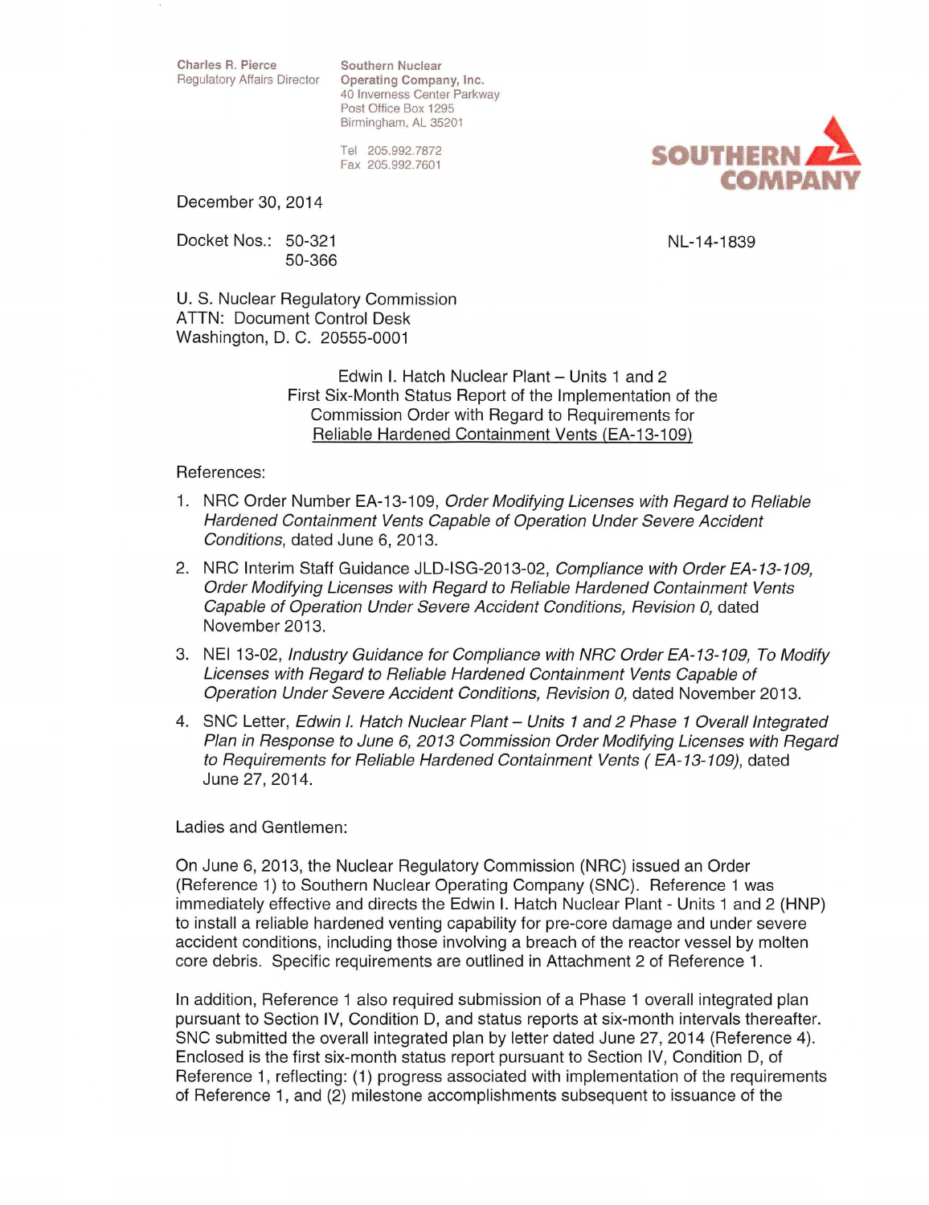Charles R. Pierce
Regulatory Affairs Director

Southern Nuclear
Operating Company, Inc.
40 Inverness Center Parkway
Post Office Box 1295
Birmingham, AL 35201

Tel 205.992.7872
Fax 205.992.7601

SOUTHERN COMPANY

December 30, 2014

Docket Nos.: 50-321
50-366

NL-14-1839

U. S. Nuclear Regulatory Commission
ATTN: Document Control Desk
Washington, D. C. 20555-0001

Edwin I. Hatch Nuclear Plant – Units 1 and 2
First Six-Month Status Report of the Implementation of the
Commission Order with Regard to Requirements for
Reliable Hardened Containment Vents (EA-13-109)

References:

1. NRC Order Number EA-13-109, *Order Modifying Licenses with Regard to Reliable Hardened Containment Vents Capable of Operation Under Severe Accident Conditions*, dated June 6, 2013.
2. NRC Interim Staff Guidance JLD-ISG-2013-02, *Compliance with Order EA-13-109, Order Modifying Licenses with Regard to Reliable Hardened Containment Vents Capable of Operation Under Severe Accident Conditions, Revision 0,* dated November 2013.
3. NEI 13-02, *Industry Guidance for Compliance with NRC Order EA-13-109, To Modify Licenses with Regard to Reliable Hardened Containment Vents Capable of Operation Under Severe Accident Conditions, Revision 0,* dated November 2013.
4. SNC Letter, *Edwin I. Hatch Nuclear Plant – Units 1 and 2 Phase 1 Overall Integrated Plan in Response to June 6, 2013 Commission Order Modifying Licenses with Regard to Requirements for Reliable Hardened Containment Vents ( EA-13-109)*, dated June 27, 2014.

Ladies and Gentlemen:

On June 6, 2013, the Nuclear Regulatory Commission (NRC) issued an Order (Reference 1) to Southern Nuclear Operating Company (SNC). Reference 1 was immediately effective and directs the Edwin I. Hatch Nuclear Plant - Units 1 and 2 (HNP) to install a reliable hardened venting capability for pre-core damage and under severe accident conditions, including those involving a breach of the reactor vessel by molten core debris. Specific requirements are outlined in Attachment 2 of Reference 1.

In addition, Reference 1 also required submission of a Phase 1 overall integrated plan pursuant to Section IV, Condition D, and status reports at six-month intervals thereafter. SNC submitted the overall integrated plan by letter dated June 27, 2014 (Reference 4). Enclosed is the first six-month status report pursuant to Section IV, Condition D, of Reference 1, reflecting: (1) progress associated with implementation of the requirements of Reference 1, and (2) milestone accomplishments subsequent to issuance of the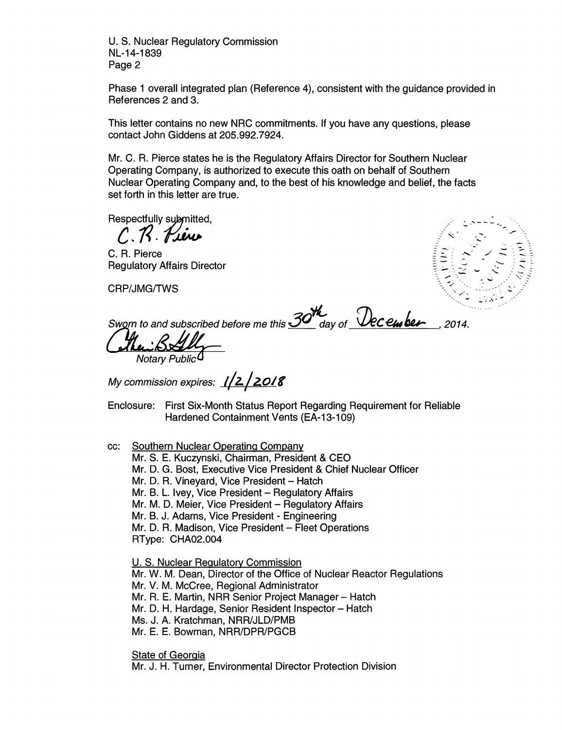Phase 1 overall integrated plan (Reference 4), consistent with the guidance provided in References 2 and 3.

This letter contains no new NRC commitments. If you have any questions, please contact John Giddens at 205.992.7924.

Mr. C. R. Pierce states he is the Regulatory Affairs Director for Southern Nuclear Operating Company, is authorized to execute this oath on behalf of Southern Nuclear Operating Company and, to the best of his knowledge and belief, the facts set forth in this letter are true.

Respectfully submitted,

C. R. Pierce

C. R. Pierce
Regulatory Affairs Director

CRP/JMG/TWS

*Sworn to and subscribed before me this 30th day of December, 2014.*

*Notary Public*

*My commission expires:* 1/2/2018

Enclosure: First Six-Month Status Report Regarding Requirement for Reliable Hardened Containment Vents (EA-13-109)

cc: Southern Nuclear Operating Company
Mr. S. E. Kuczynski, Chairman, President & CEO
Mr. D. G. Bost, Executive Vice President & Chief Nuclear Officer
Mr. D. R. Vineyard, Vice President – Hatch
Mr. B. L. Ivey, Vice President – Regulatory Affairs
Mr. M. D. Meier, Vice President – Regulatory Affairs
Mr. B. J. Adams, Vice President - Engineering
Mr. D. R. Madison, Vice President – Fleet Operations
RType: CHA02.004

U. S. Nuclear Regulatory Commission
Mr. W. M. Dean, Director of the Office of Nuclear Reactor Regulations
Mr. V. M. McCree, Regional Administrator
Mr. R. E. Martin, NRR Senior Project Manager – Hatch
Mr. D. H. Hardage, Senior Resident Inspector – Hatch
Ms. J. A. Kratchman, NRR/JLD/PMB
Mr. E. E. Bowman, NRR/DPR/PGCB

State of Georgia
Mr. J. H. Turner, Environmental Director Protection Division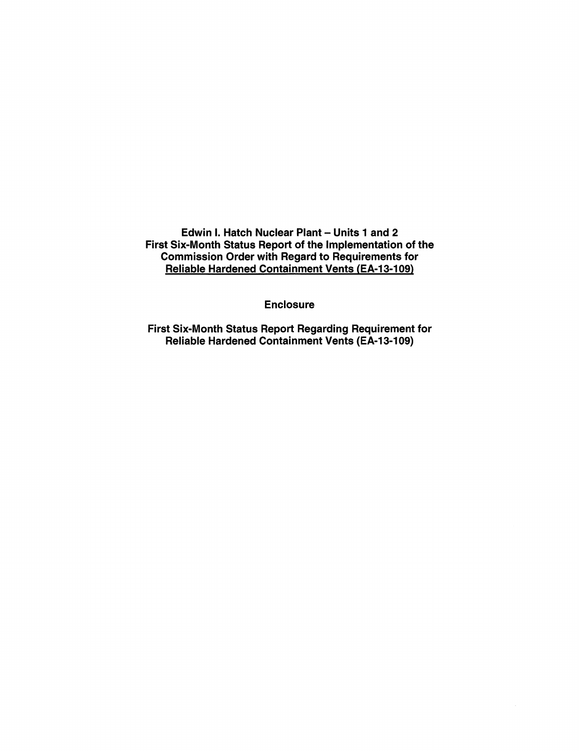**Edwin I. Hatch Nuclear Plant – Units 1 and 2**
**First Six-Month Status Report of the Implementation of the Commission Order with Regard to Requirements for Reliable Hardened Containment Vents (EA-13-109)**

**Enclosure**

**First Six-Month Status Report Regarding Requirement for Reliable Hardened Containment Vents (EA-13-109)**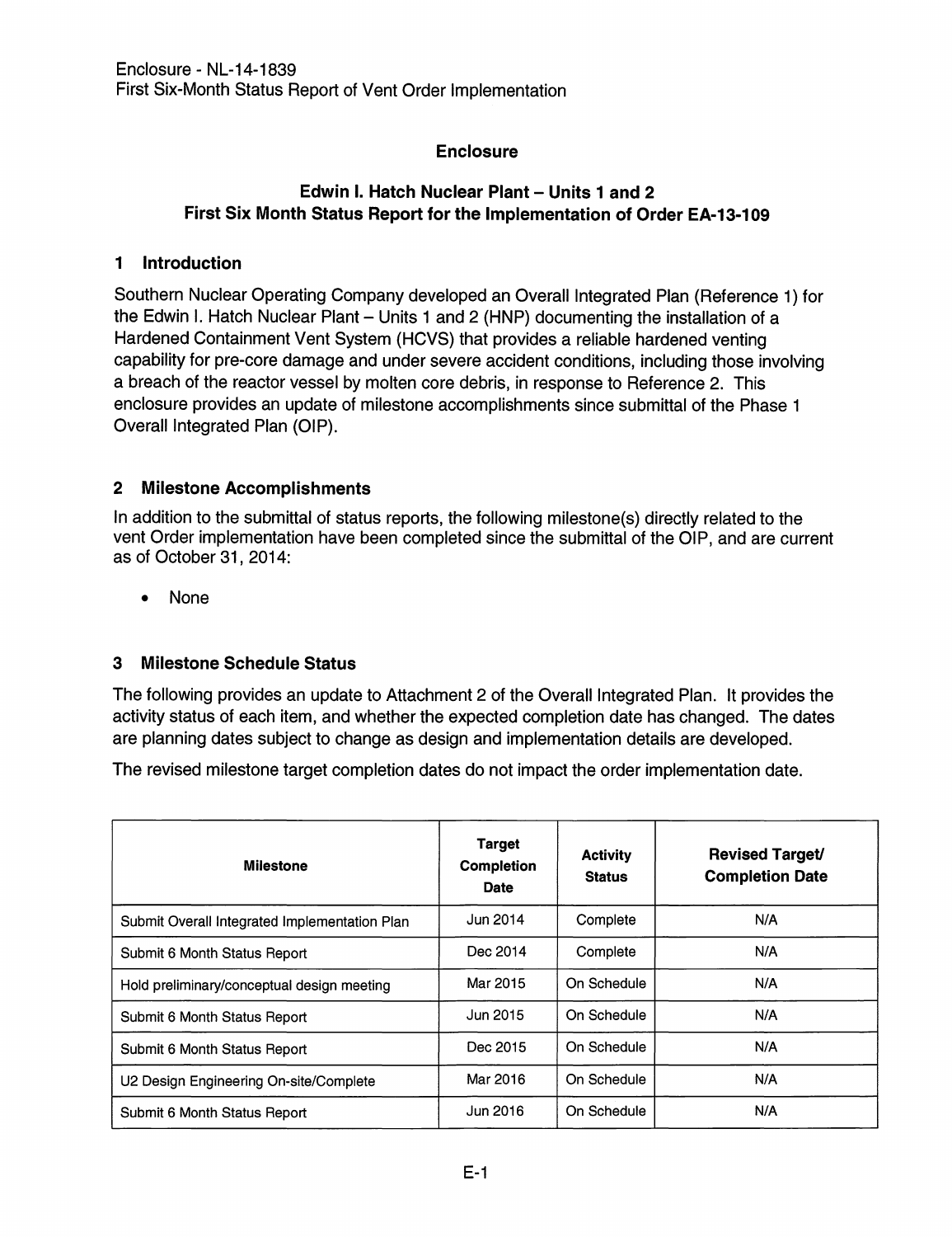Enclosure - NL-14-1839
First Six-Month Status Report of Vent Order Implementation

**Enclosure**

**Edwin I. Hatch Nuclear Plant – Units 1 and 2**
**First Six Month Status Report for the Implementation of Order EA-13-109**

## 1 Introduction

Southern Nuclear Operating Company developed an Overall Integrated Plan (Reference 1) for the Edwin I. Hatch Nuclear Plant – Units 1 and 2 (HNP) documenting the installation of a Hardened Containment Vent System (HCVS) that provides a reliable hardened venting capability for pre-core damage and under severe accident conditions, including those involving a breach of the reactor vessel by molten core debris, in response to Reference 2. This enclosure provides an update of milestone accomplishments since submittal of the Phase 1 Overall Integrated Plan (OIP).

## 2 Milestone Accomplishments

In addition to the submittal of status reports, the following milestone(s) directly related to the vent Order implementation have been completed since the submittal of the OIP, and are current as of October 31, 2014:

- None

## 3 Milestone Schedule Status

The following provides an update to Attachment 2 of the Overall Integrated Plan. It provides the activity status of each item, and whether the expected completion date has changed. The dates are planning dates subject to change as design and implementation details are developed.

The revised milestone target completion dates do not impact the order implementation date.

| Milestone | Target Completion Date | Activity Status | Revised Target/ Completion Date |
|---|---|---|---|
| Submit Overall Integrated Implementation Plan | Jun 2014 | Complete | N/A |
| Submit 6 Month Status Report | Dec 2014 | Complete | N/A |
| Hold preliminary/conceptual design meeting | Mar 2015 | On Schedule | N/A |
| Submit 6 Month Status Report | Jun 2015 | On Schedule | N/A |
| Submit 6 Month Status Report | Dec 2015 | On Schedule | N/A |
| U2 Design Engineering On-site/Complete | Mar 2016 | On Schedule | N/A |
| Submit 6 Month Status Report | Jun 2016 | On Schedule | N/A |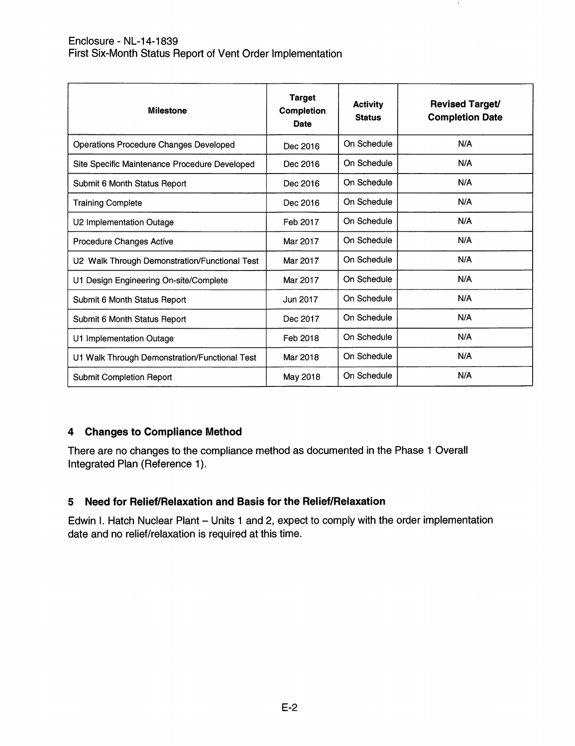| Milestone | Target Completion Date | Activity Status | Revised Target/ Completion Date |
|---|---|---|---|
| Operations Procedure Changes Developed | Dec 2016 | On Schedule | N/A |
| Site Specific Maintenance Procedure Developed | Dec 2016 | On Schedule | N/A |
| Submit 6 Month Status Report | Dec 2016 | On Schedule | N/A |
| Training Complete | Dec 2016 | On Schedule | N/A |
| U2 Implementation Outage | Feb 2017 | On Schedule | N/A |
| Procedure Changes Active | Mar 2017 | On Schedule | N/A |
| U2 Walk Through Demonstration/Functional Test | Mar 2017 | On Schedule | N/A |
| U1 Design Engineering On-site/Complete | Mar 2017 | On Schedule | N/A |
| Submit 6 Month Status Report | Jun 2017 | On Schedule | N/A |
| Submit 6 Month Status Report | Dec 2017 | On Schedule | N/A |
| U1 Implementation Outage | Feb 2018 | On Schedule | N/A |
| U1 Walk Through Demonstration/Functional Test | Mar 2018 | On Schedule | N/A |
| Submit Completion Report | May 2018 | On Schedule | N/A |

## 4 Changes to Compliance Method

There are no changes to the compliance method as documented in the Phase 1 Overall Integrated Plan (Reference 1).

## 5 Need for Relief/Relaxation and Basis for the Relief/Relaxation

Edwin I. Hatch Nuclear Plant – Units 1 and 2, expect to comply with the order implementation date and no relief/relaxation is required at this time.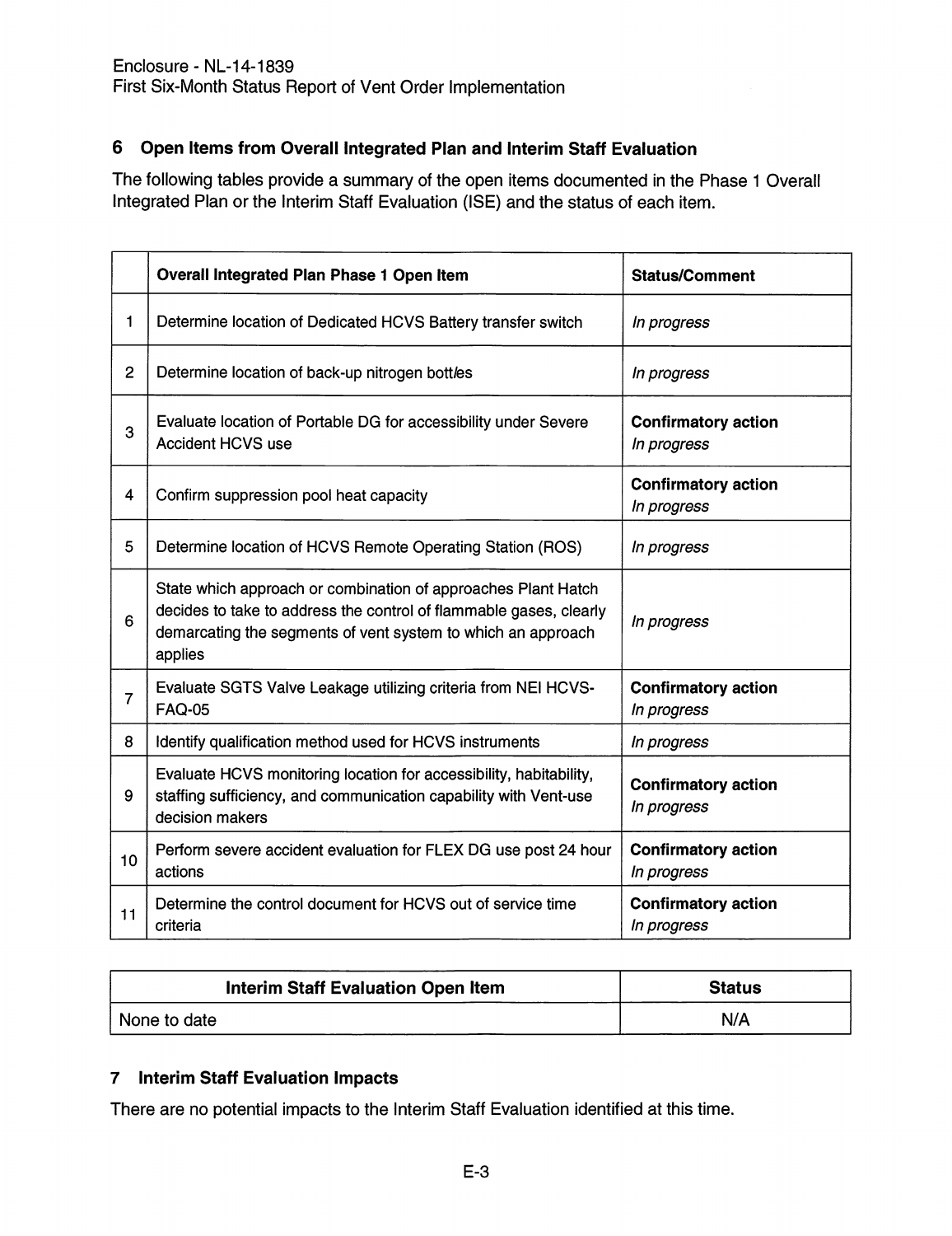## 6 Open Items from Overall Integrated Plan and Interim Staff Evaluation

The following tables provide a summary of the open items documented in the Phase 1 Overall Integrated Plan or the Interim Staff Evaluation (ISE) and the status of each item.

| | Overall Integrated Plan Phase 1 Open Item | Status/Comment |
|---|---|---|
| 1 | Determine location of Dedicated HCVS Battery transfer switch | *In progress* |
| 2 | Determine location of back-up nitrogen bottles | *In progress* |
| 3 | Evaluate location of Portable DG for accessibility under Severe Accident HCVS use | **Confirmatory action** *In progress* |
| 4 | Confirm suppression pool heat capacity | **Confirmatory action** *In progress* |
| 5 | Determine location of HCVS Remote Operating Station (ROS) | *In progress* |
| 6 | State which approach or combination of approaches Plant Hatch decides to take to address the control of flammable gases, clearly demarcating the segments of vent system to which an approach applies | *In progress* |
| 7 | Evaluate SGTS Valve Leakage utilizing criteria from NEI HCVS-FAQ-05 | **Confirmatory action** *In progress* |
| 8 | Identify qualification method used for HCVS instruments | *In progress* |
| 9 | Evaluate HCVS monitoring location for accessibility, habitability, staffing sufficiency, and communication capability with Vent-use decision makers | **Confirmatory action** *In progress* |
| 10 | Perform severe accident evaluation for FLEX DG use post 24 hour actions | **Confirmatory action** *In progress* |
| 11 | Determine the control document for HCVS out of service time criteria | **Confirmatory action** *In progress* |

| Interim Staff Evaluation Open Item | Status |
|---|---|
| None to date | N/A |

## 7 Interim Staff Evaluation Impacts

There are no potential impacts to the Interim Staff Evaluation identified at this time.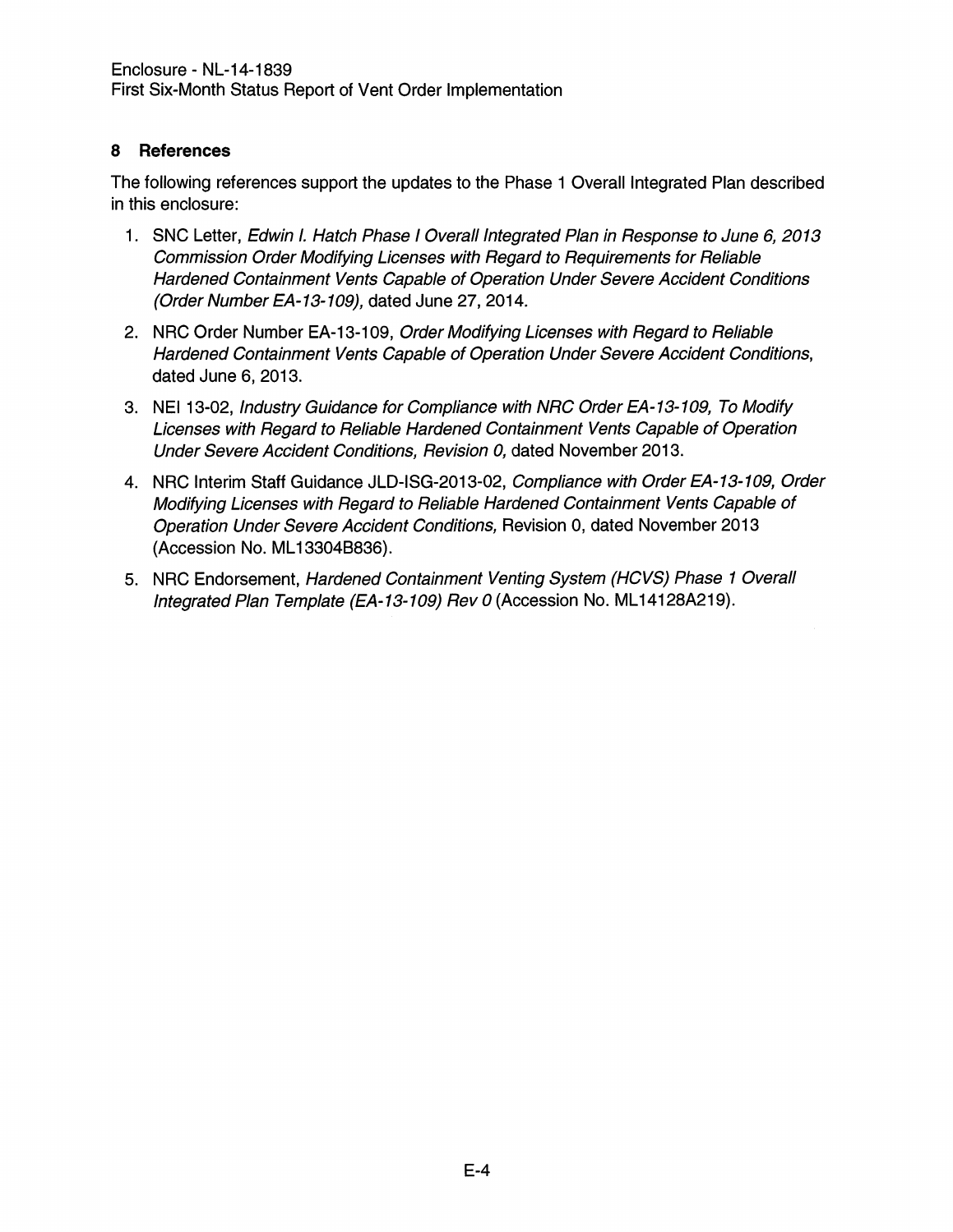## 8 References

The following references support the updates to the Phase 1 Overall Integrated Plan described in this enclosure:

1. SNC Letter, *Edwin I. Hatch Phase I Overall Integrated Plan in Response to June 6, 2013 Commission Order Modifying Licenses with Regard to Requirements for Reliable Hardened Containment Vents Capable of Operation Under Severe Accident Conditions (Order Number EA-13-109),* dated June 27, 2014.
2. NRC Order Number EA-13-109, *Order Modifying Licenses with Regard to Reliable Hardened Containment Vents Capable of Operation Under Severe Accident Conditions*, dated June 6, 2013.
3. NEI 13-02, *Industry Guidance for Compliance with NRC Order EA-13-109, To Modify Licenses with Regard to Reliable Hardened Containment Vents Capable of Operation Under Severe Accident Conditions, Revision 0,* dated November 2013.
4. NRC Interim Staff Guidance JLD-ISG-2013-02, *Compliance with Order EA-13-109, Order Modifying Licenses with Regard to Reliable Hardened Containment Vents Capable of Operation Under Severe Accident Conditions,* Revision 0, dated November 2013 (Accession No. ML13304B836).
5. NRC Endorsement, *Hardened Containment Venting System (HCVS) Phase 1 Overall Integrated Plan Template (EA-13-109) Rev 0* (Accession No. ML14128A219).